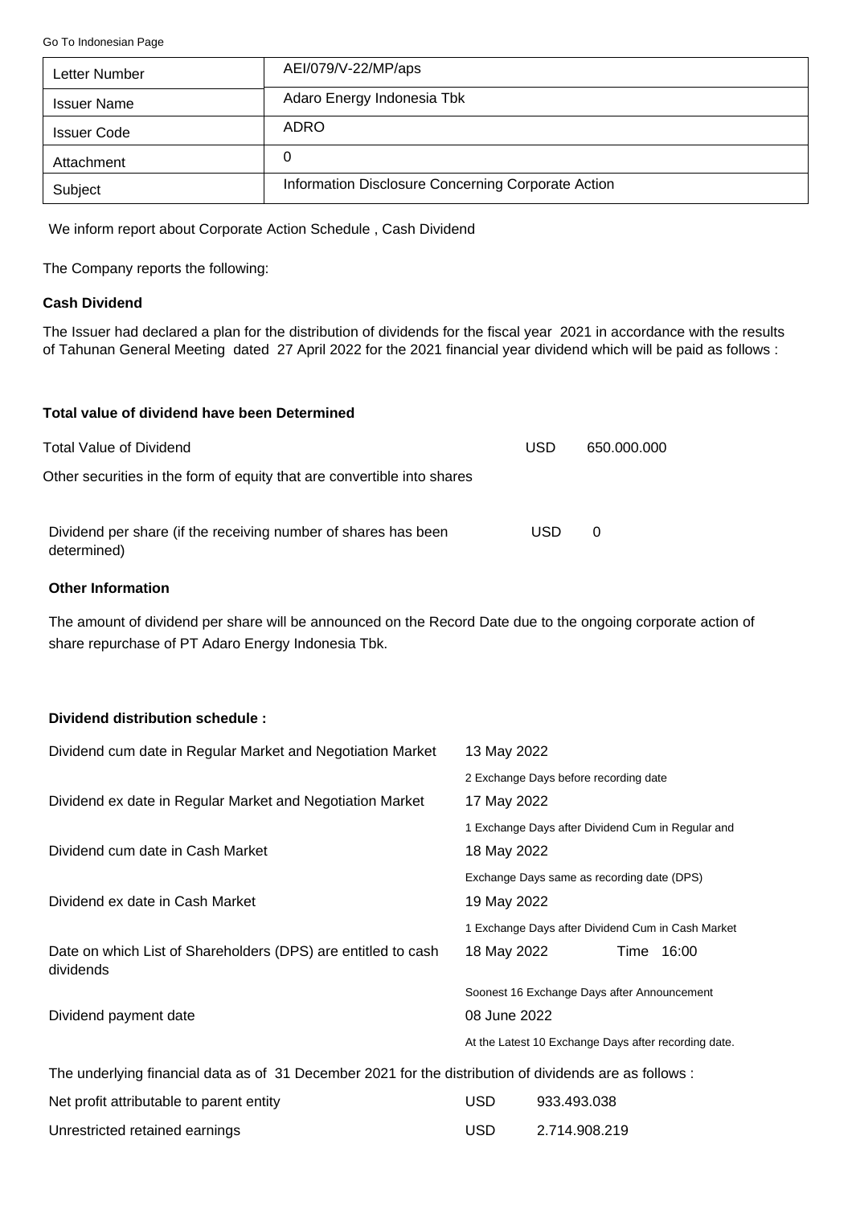Go To Indonesian Page

| Letter Number | AEI/079/V-22/MP/aps |
|---|---|
| Issuer Name | Adaro Energy Indonesia Tbk |
| Issuer Code | ADRO |
| Attachment | 0 |
| Subject | Information Disclosure Concerning Corporate Action |

We inform report about Corporate Action Schedule , Cash Dividend

The Company reports the following:

**Cash Dividend**

The Issuer had declared a plan for the distribution of dividends for the fiscal year 2021 in accordance with the results of Tahunan General Meeting dated 27 April 2022 for the 2021 financial year dividend which will be paid as follows :

**Total value of dividend have been Determined**

| | | |
|---|---|---|
| Total Value of Dividend | USD | 650.000.000 |
| Other securities in the form of equity that are convertible into shares | | |
| Dividend per share (if the receiving number of shares has been determined) | USD | 0 |

**Other Information**

The amount of dividend per share will be announced on the Record Date due to the ongoing corporate action of share repurchase of PT Adaro Energy Indonesia Tbk.

**Dividend distribution schedule :**

| | |
|---|---|
| Dividend cum date in Regular Market and Negotiation Market | 13 May 2022<br>2 Exchange Days before recording date |
| Dividend ex date in Regular Market and Negotiation Market | 17 May 2022<br>1 Exchange Days after Dividend Cum in Regular and |
| Dividend cum date in Cash Market | 18 May 2022<br>Exchange Days same as recording date (DPS) |
| Dividend ex date in Cash Market | 19 May 2022<br>1 Exchange Days after Dividend Cum in Cash Market |
| Date on which List of Shareholders (DPS) are entitled to cash dividends | 18 May 2022 Time 16:00<br>Soonest 16 Exchange Days after Announcement |
| Dividend payment date | 08 June 2022<br>At the Latest 10 Exchange Days after recording date. |

The underlying financial data as of 31 December 2021 for the distribution of dividends are as follows :

| | | |
|---|---|---|
| Net profit attributable to parent entity | USD | 933.493.038 |
| Unrestricted retained earnings | USD | 2.714.908.219 |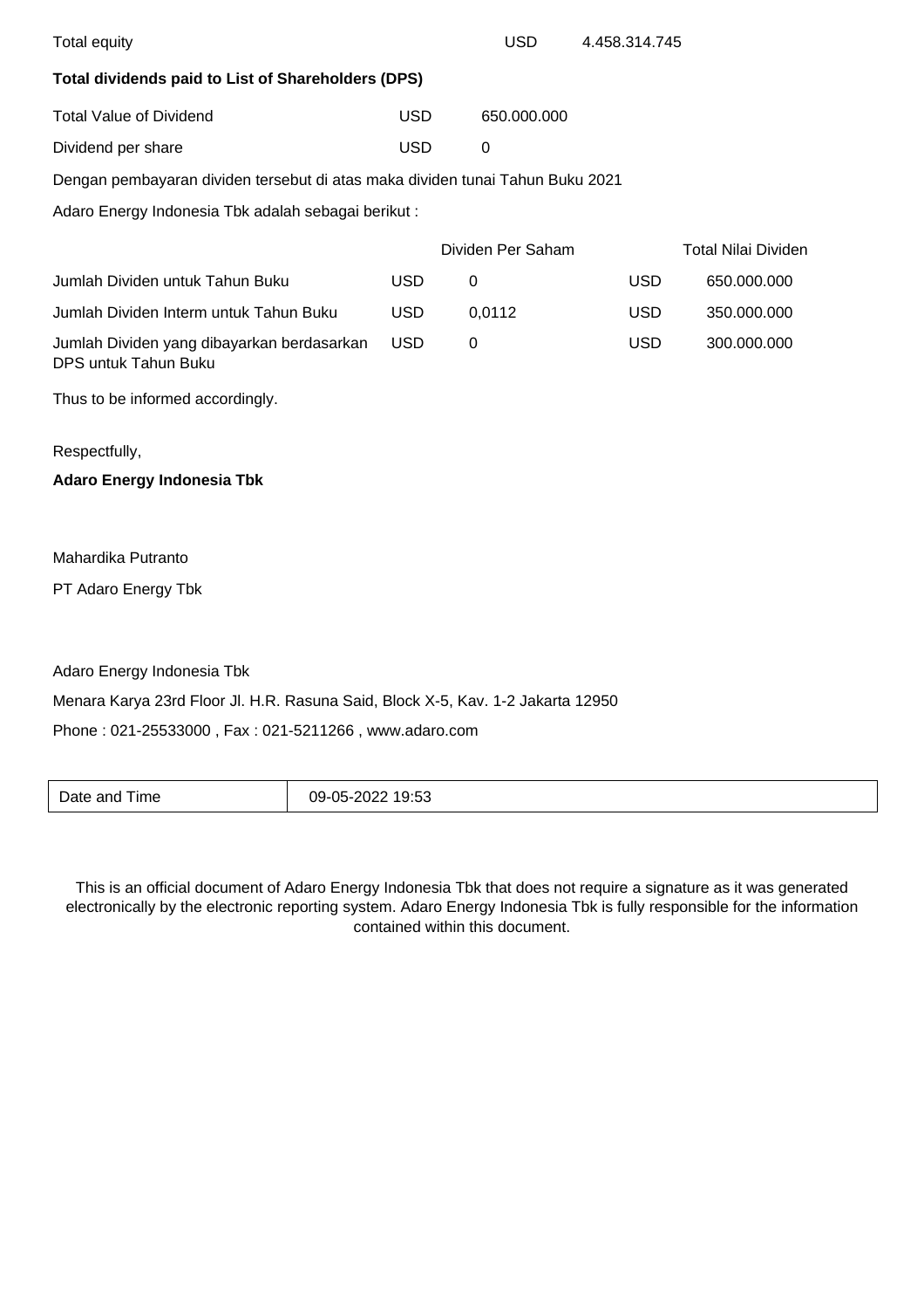| | | |
|---|---|---|
| Total equity | USD | 4.458.314.745 |

**Total dividends paid to List of Shareholders (DPS)**

| | | |
|---|---|---|
| Total Value of Dividend | USD | 650.000.000 |
| Dividend per share | USD | 0 |

Dengan pembayaran dividen tersebut di atas maka dividen tunai Tahun Buku 2021

Adaro Energy Indonesia Tbk adalah sebagai berikut :

| | | Dividen Per Saham | | Total Nilai Dividen |
|---|---|---|---|---|
| Jumlah Dividen untuk Tahun Buku | USD | 0 | USD | 650.000.000 |
| Jumlah Dividen Interm untuk Tahun Buku | USD | 0,0112 | USD | 350.000.000 |
| Jumlah Dividen yang dibayarkan berdasarkan DPS untuk Tahun Buku | USD | 0 | USD | 300.000.000 |

Thus to be informed accordingly.

Respectfully,

**Adaro Energy Indonesia Tbk**

Mahardika Putranto

PT Adaro Energy Tbk

Adaro Energy Indonesia Tbk

Menara Karya 23rd Floor Jl. H.R. Rasuna Said, Block X-5, Kav. 1-2 Jakarta 12950

Phone : 021-25533000 , Fax : 021-5211266 , www.adaro.com

| | |
|---|---|
| Date and Time | 09-05-2022 19:53 |

This is an official document of Adaro Energy Indonesia Tbk that does not require a signature as it was generated electronically by the electronic reporting system. Adaro Energy Indonesia Tbk is fully responsible for the information contained within this document.